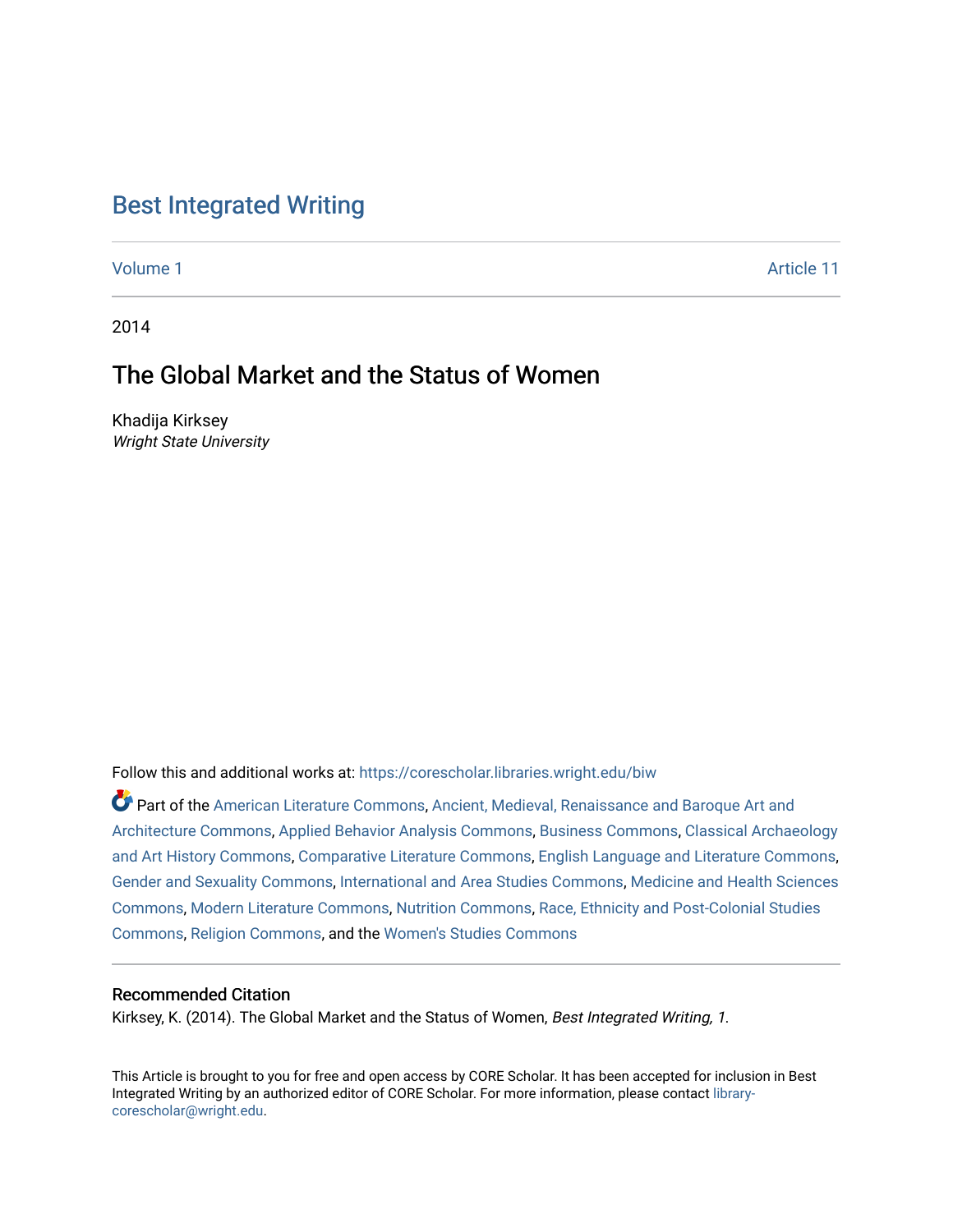# Best Integrated Writing

Volume 1 Article 11

2014

## The Global Market and the Status of Women

Khadija Kirksey
*Wright State University*

Follow this and additional works at: https://corescholar.libraries.wright.edu/biw

Part of the American Literature Commons, Ancient, Medieval, Renaissance and Baroque Art and Architecture Commons, Applied Behavior Analysis Commons, Business Commons, Classical Archaeology and Art History Commons, Comparative Literature Commons, English Language and Literature Commons, Gender and Sexuality Commons, International and Area Studies Commons, Medicine and Health Sciences Commons, Modern Literature Commons, Nutrition Commons, Race, Ethnicity and Post-Colonial Studies Commons, Religion Commons, and the Women's Studies Commons

### Recommended Citation

Kirksey, K. (2014). The Global Market and the Status of Women, *Best Integrated Writing, 1*.

This Article is brought to you for free and open access by CORE Scholar. It has been accepted for inclusion in Best Integrated Writing by an authorized editor of CORE Scholar. For more information, please contact library-corescholar@wright.edu.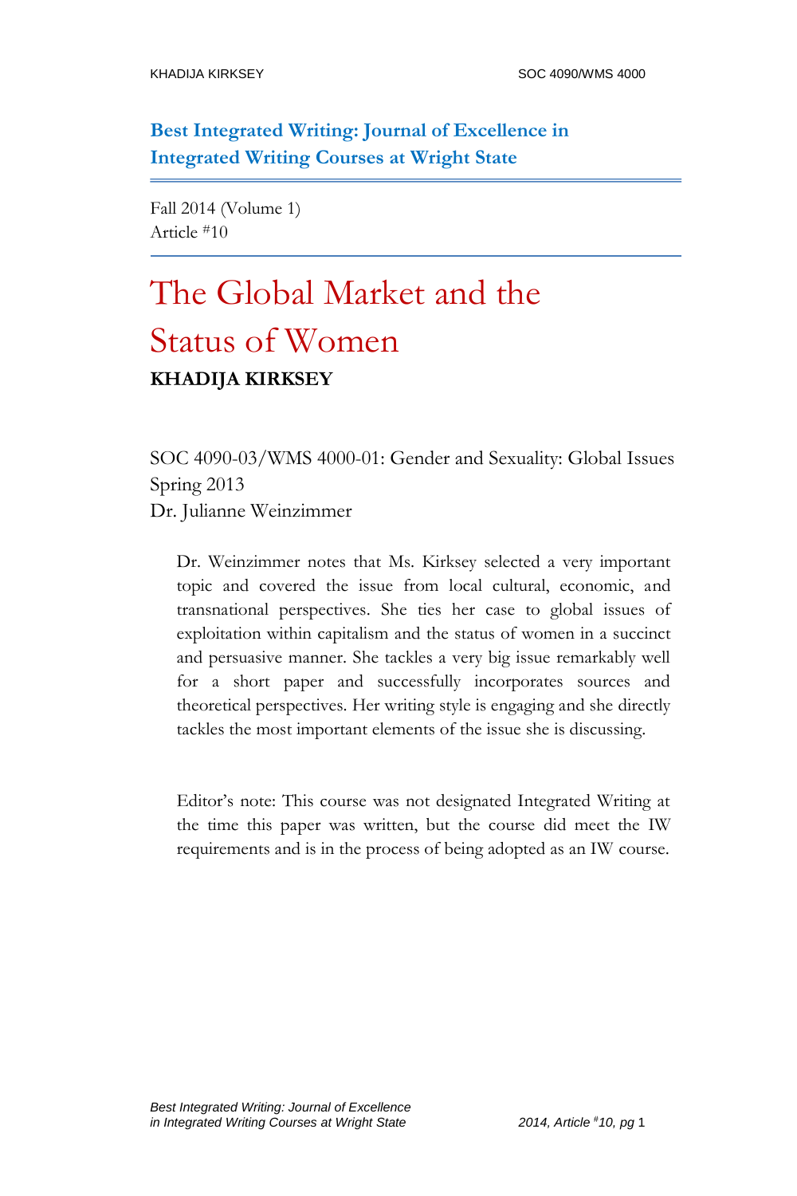**Best Integrated Writing: Journal of Excellence in Integrated Writing Courses at Wright State**

Fall 2014 (Volume 1)
Article #10

# The Global Market and the Status of Women

**KHADIJA KIRKSEY**

SOC 4090-03/WMS 4000-01: Gender and Sexuality: Global Issues
Spring 2013
Dr. Julianne Weinzimmer

> Dr. Weinzimmer notes that Ms. Kirksey selected a very important topic and covered the issue from local cultural, economic, and transnational perspectives. She ties her case to global issues of exploitation within capitalism and the status of women in a succinct and persuasive manner. She tackles a very big issue remarkably well for a short paper and successfully incorporates sources and theoretical perspectives. Her writing style is engaging and she directly tackles the most important elements of the issue she is discussing.

> Editor's note: This course was not designated Integrated Writing at the time this paper was written, but the course did meet the IW requirements and is in the process of being adopted as an IW course.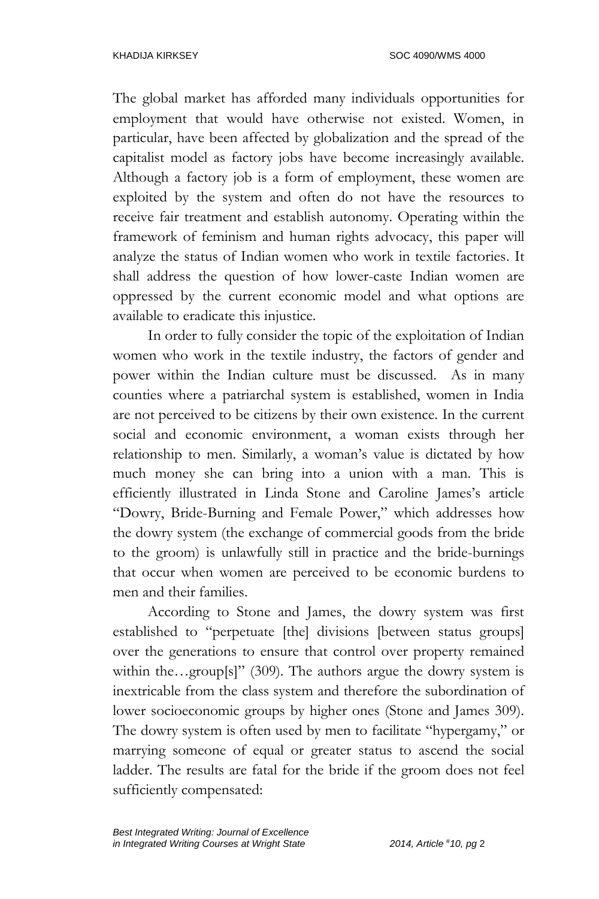The global market has afforded many individuals opportunities for employment that would have otherwise not existed. Women, in particular, have been affected by globalization and the spread of the capitalist model as factory jobs have become increasingly available. Although a factory job is a form of employment, these women are exploited by the system and often do not have the resources to receive fair treatment and establish autonomy. Operating within the framework of feminism and human rights advocacy, this paper will analyze the status of Indian women who work in textile factories. It shall address the question of how lower-caste Indian women are oppressed by the current economic model and what options are available to eradicate this injustice.

In order to fully consider the topic of the exploitation of Indian women who work in the textile industry, the factors of gender and power within the Indian culture must be discussed. As in many counties where a patriarchal system is established, women in India are not perceived to be citizens by their own existence. In the current social and economic environment, a woman exists through her relationship to men. Similarly, a woman's value is dictated by how much money she can bring into a union with a man. This is efficiently illustrated in Linda Stone and Caroline James's article "Dowry, Bride-Burning and Female Power," which addresses how the dowry system (the exchange of commercial goods from the bride to the groom) is unlawfully still in practice and the bride-burnings that occur when women are perceived to be economic burdens to men and their families.

According to Stone and James, the dowry system was first established to "perpetuate [the] divisions [between status groups] over the generations to ensure that control over property remained within the…group[s]" (309). The authors argue the dowry system is inextricable from the class system and therefore the subordination of lower socioeconomic groups by higher ones (Stone and James 309). The dowry system is often used by men to facilitate "hypergamy," or marrying someone of equal or greater status to ascend the social ladder. The results are fatal for the bride if the groom does not feel sufficiently compensated: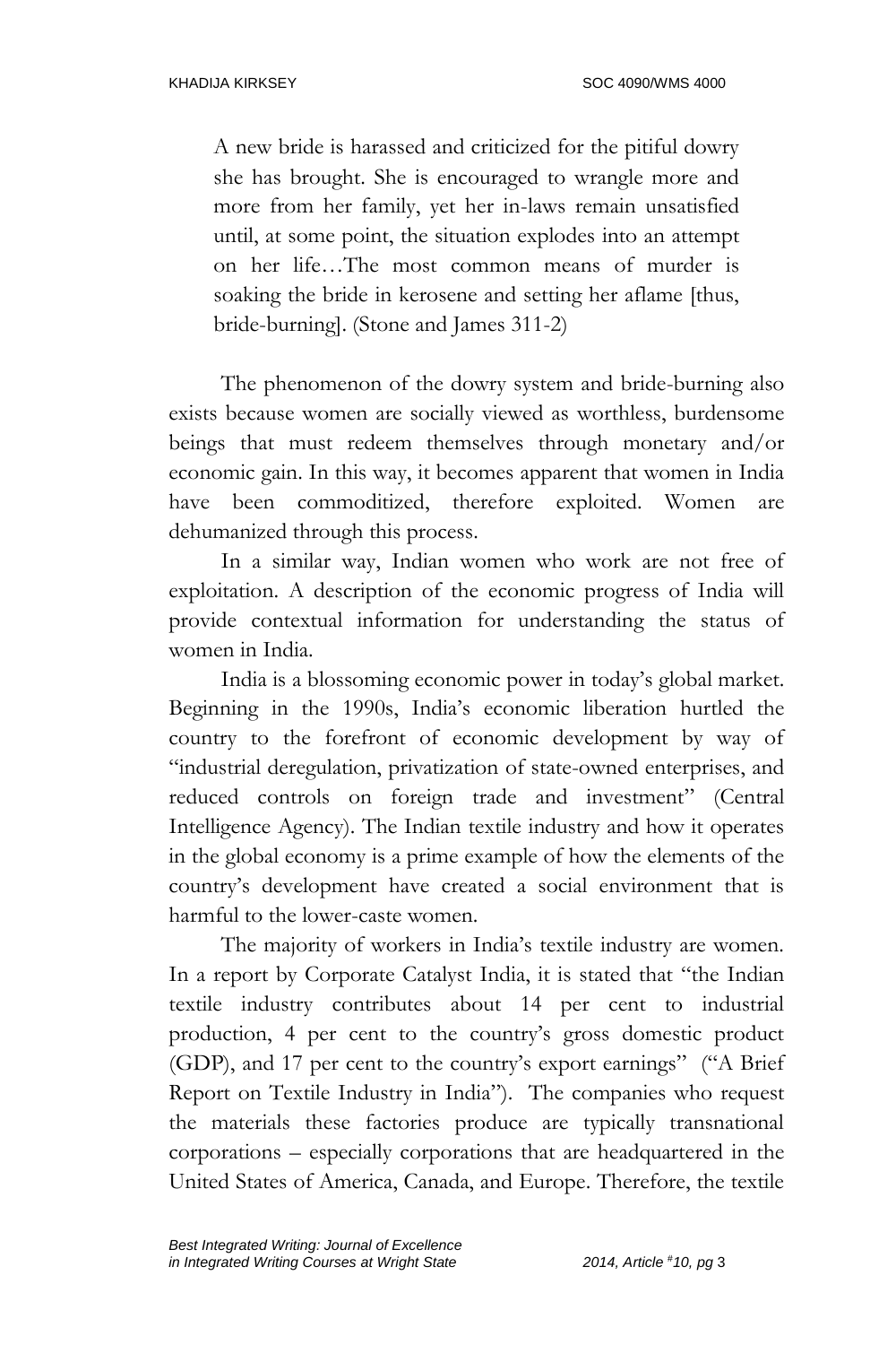> A new bride is harassed and criticized for the pitiful dowry she has brought. She is encouraged to wrangle more and more from her family, yet her in-laws remain unsatisfied until, at some point, the situation explodes into an attempt on her life…The most common means of murder is soaking the bride in kerosene and setting her aflame [thus, bride-burning]. (Stone and James 311-2)

The phenomenon of the dowry system and bride-burning also exists because women are socially viewed as worthless, burdensome beings that must redeem themselves through monetary and/or economic gain. In this way, it becomes apparent that women in India have been commoditized, therefore exploited. Women are dehumanized through this process.

In a similar way, Indian women who work are not free of exploitation. A description of the economic progress of India will provide contextual information for understanding the status of women in India.

India is a blossoming economic power in today's global market. Beginning in the 1990s, India's economic liberation hurtled the country to the forefront of economic development by way of "industrial deregulation, privatization of state-owned enterprises, and reduced controls on foreign trade and investment" (Central Intelligence Agency). The Indian textile industry and how it operates in the global economy is a prime example of how the elements of the country's development have created a social environment that is harmful to the lower-caste women.

The majority of workers in India's textile industry are women. In a report by Corporate Catalyst India, it is stated that "the Indian textile industry contributes about 14 per cent to industrial production, 4 per cent to the country's gross domestic product (GDP), and 17 per cent to the country's export earnings" ("A Brief Report on Textile Industry in India"). The companies who request the materials these factories produce are typically transnational corporations – especially corporations that are headquartered in the United States of America, Canada, and Europe. Therefore, the textile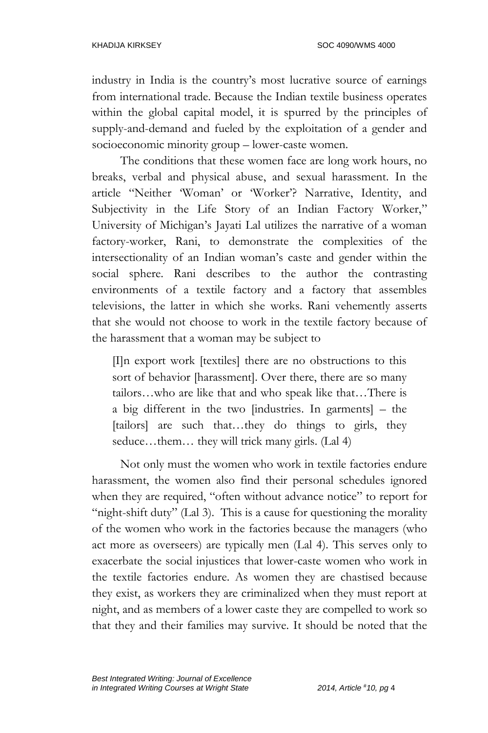industry in India is the country's most lucrative source of earnings from international trade. Because the Indian textile business operates within the global capital model, it is spurred by the principles of supply-and-demand and fueled by the exploitation of a gender and socioeconomic minority group – lower-caste women.

The conditions that these women face are long work hours, no breaks, verbal and physical abuse, and sexual harassment. In the article "Neither 'Woman' or 'Worker'? Narrative, Identity, and Subjectivity in the Life Story of an Indian Factory Worker," University of Michigan's Jayati Lal utilizes the narrative of a woman factory-worker, Rani, to demonstrate the complexities of the intersectionality of an Indian woman's caste and gender within the social sphere. Rani describes to the author the contrasting environments of a textile factory and a factory that assembles televisions, the latter in which she works. Rani vehemently asserts that she would not choose to work in the textile factory because of the harassment that a woman may be subject to

> [I]n export work [textiles] there are no obstructions to this sort of behavior [harassment]. Over there, there are so many tailors…who are like that and who speak like that…There is a big different in the two [industries. In garments] – the [tailors] are such that…they do things to girls, they seduce…them… they will trick many girls. (Lal 4)

Not only must the women who work in textile factories endure harassment, the women also find their personal schedules ignored when they are required, "often without advance notice" to report for "night-shift duty" (Lal 3). This is a cause for questioning the morality of the women who work in the factories because the managers (who act more as overseers) are typically men (Lal 4). This serves only to exacerbate the social injustices that lower-caste women who work in the textile factories endure. As women they are chastised because they exist, as workers they are criminalized when they must report at night, and as members of a lower caste they are compelled to work so that they and their families may survive. It should be noted that the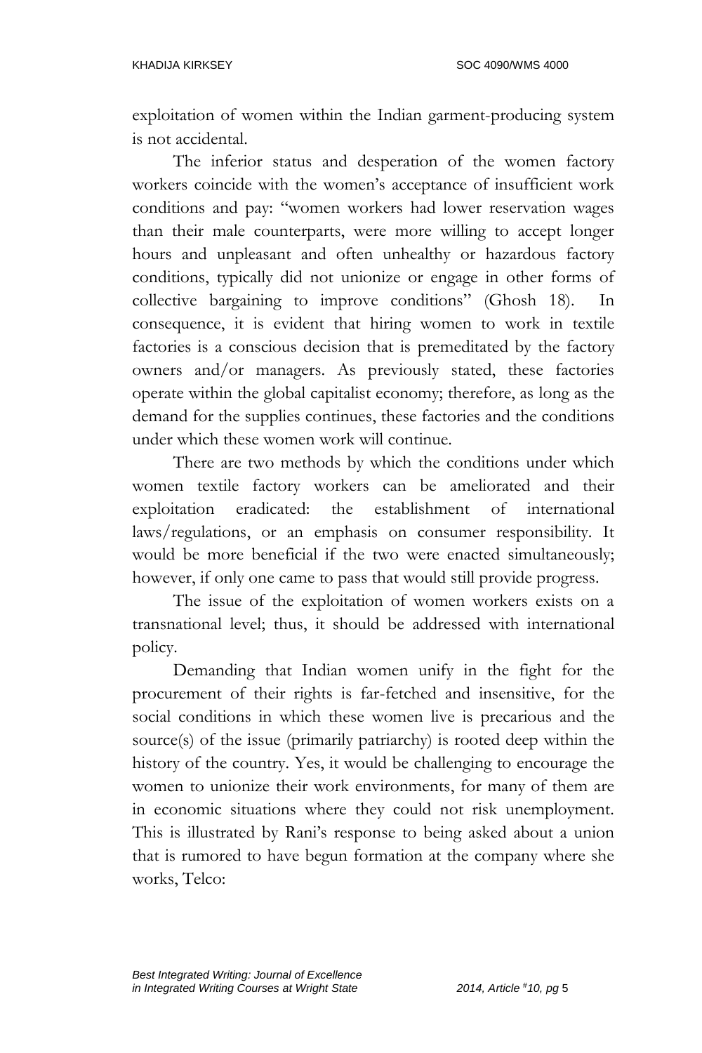exploitation of women within the Indian garment-producing system is not accidental.

The inferior status and desperation of the women factory workers coincide with the women's acceptance of insufficient work conditions and pay: "women workers had lower reservation wages than their male counterparts, were more willing to accept longer hours and unpleasant and often unhealthy or hazardous factory conditions, typically did not unionize or engage in other forms of collective bargaining to improve conditions" (Ghosh 18). In consequence, it is evident that hiring women to work in textile factories is a conscious decision that is premeditated by the factory owners and/or managers. As previously stated, these factories operate within the global capitalist economy; therefore, as long as the demand for the supplies continues, these factories and the conditions under which these women work will continue.

There are two methods by which the conditions under which women textile factory workers can be ameliorated and their exploitation eradicated: the establishment of international laws/regulations, or an emphasis on consumer responsibility. It would be more beneficial if the two were enacted simultaneously; however, if only one came to pass that would still provide progress.

The issue of the exploitation of women workers exists on a transnational level; thus, it should be addressed with international policy.

Demanding that Indian women unify in the fight for the procurement of their rights is far-fetched and insensitive, for the social conditions in which these women live is precarious and the source(s) of the issue (primarily patriarchy) is rooted deep within the history of the country. Yes, it would be challenging to encourage the women to unionize their work environments, for many of them are in economic situations where they could not risk unemployment. This is illustrated by Rani's response to being asked about a union that is rumored to have begun formation at the company where she works, Telco: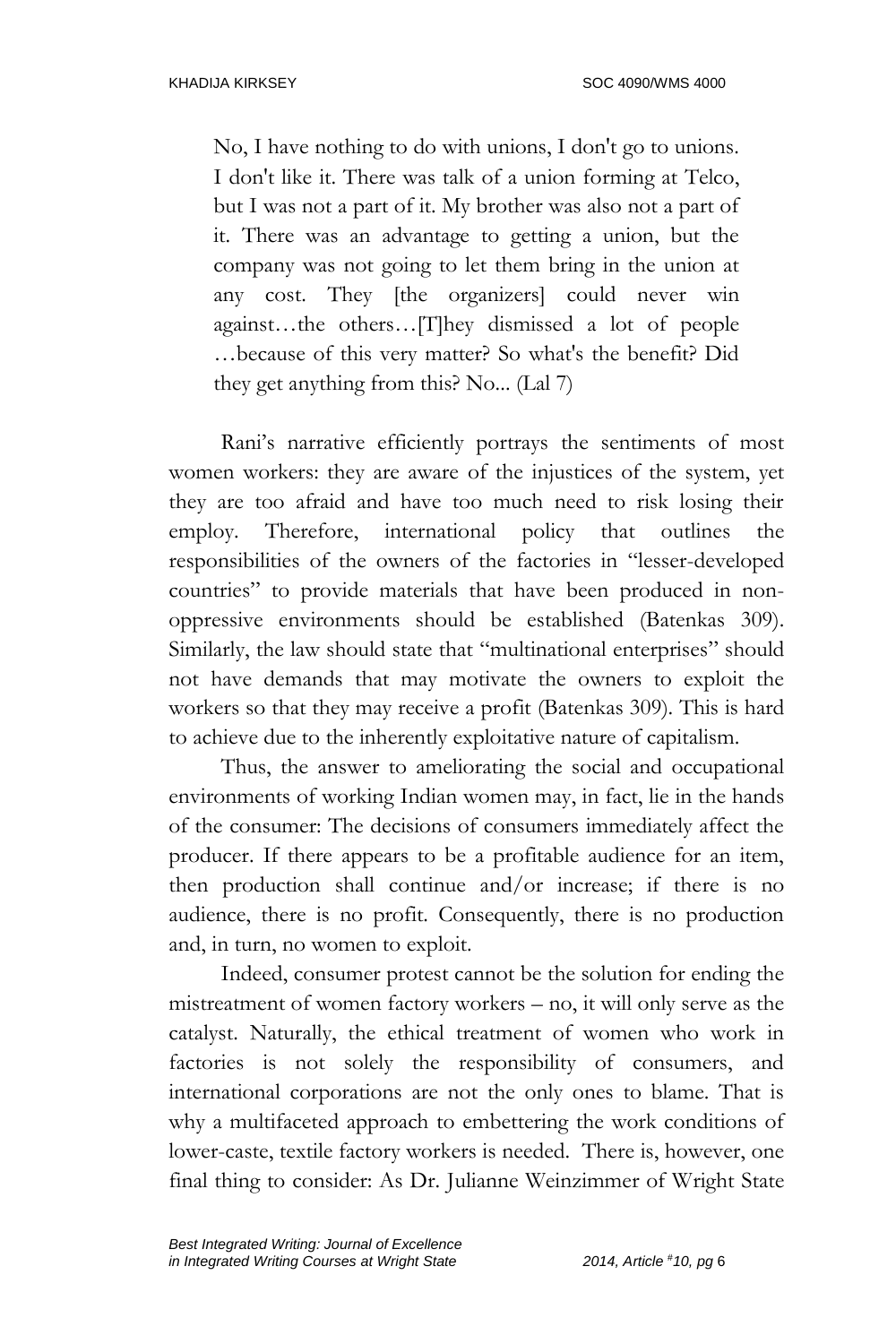> No, I have nothing to do with unions, I don't go to unions. I don't like it. There was talk of a union forming at Telco, but I was not a part of it. My brother was also not a part of it. There was an advantage to getting a union, but the company was not going to let them bring in the union at any cost. They [the organizers] could never win against…the others…[T]hey dismissed a lot of people …because of this very matter? So what's the benefit? Did they get anything from this? No... (Lal 7)

Rani's narrative efficiently portrays the sentiments of most women workers: they are aware of the injustices of the system, yet they are too afraid and have too much need to risk losing their employ. Therefore, international policy that outlines the responsibilities of the owners of the factories in "lesser-developed countries" to provide materials that have been produced in non-oppressive environments should be established (Batenkas 309). Similarly, the law should state that "multinational enterprises" should not have demands that may motivate the owners to exploit the workers so that they may receive a profit (Batenkas 309). This is hard to achieve due to the inherently exploitative nature of capitalism.

Thus, the answer to ameliorating the social and occupational environments of working Indian women may, in fact, lie in the hands of the consumer: The decisions of consumers immediately affect the producer. If there appears to be a profitable audience for an item, then production shall continue and/or increase; if there is no audience, there is no profit. Consequently, there is no production and, in turn, no women to exploit.

Indeed, consumer protest cannot be the solution for ending the mistreatment of women factory workers – no, it will only serve as the catalyst. Naturally, the ethical treatment of women who work in factories is not solely the responsibility of consumers, and international corporations are not the only ones to blame. That is why a multifaceted approach to embettering the work conditions of lower-caste, textile factory workers is needed. There is, however, one final thing to consider: As Dr. Julianne Weinzimmer of Wright State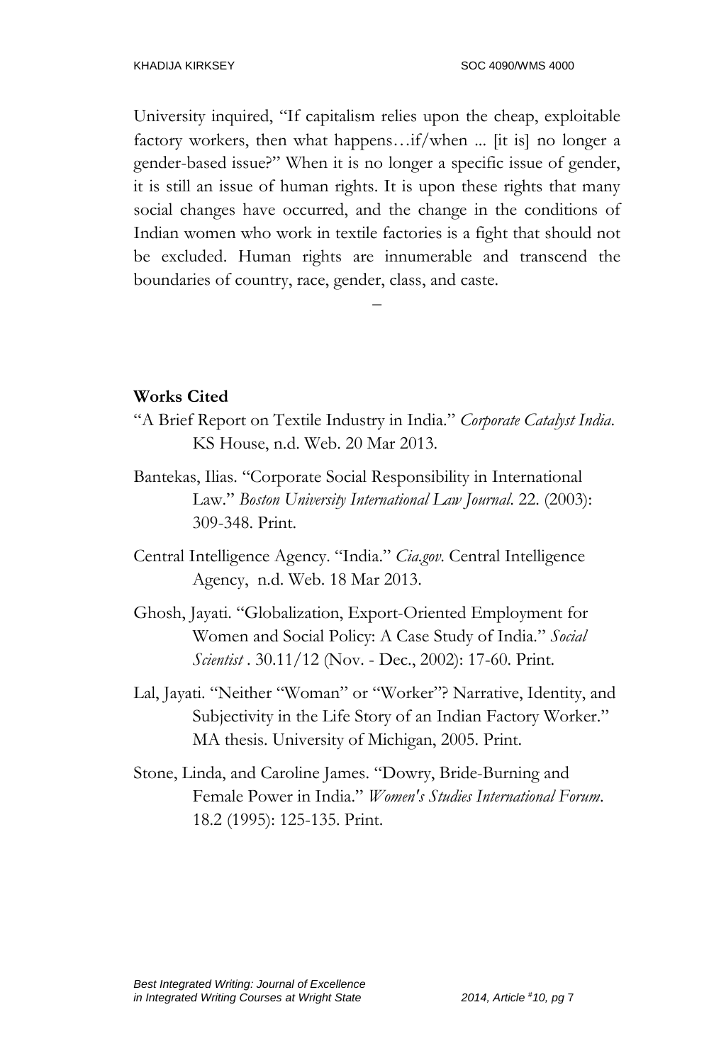University inquired, "If capitalism relies upon the cheap, exploitable factory workers, then what happens…if/when ... [it is] no longer a gender-based issue?" When it is no longer a specific issue of gender, it is still an issue of human rights. It is upon these rights that many social changes have occurred, and the change in the conditions of Indian women who work in textile factories is a fight that should not be excluded. Human rights are innumerable and transcend the boundaries of country, race, gender, class, and caste.

–

**Works Cited**

"A Brief Report on Textile Industry in India." *Corporate Catalyst India*. KS House, n.d. Web. 20 Mar 2013.

Bantekas, Ilias. "Corporate Social Responsibility in International Law." *Boston University International Law Journal*. 22. (2003): 309-348. Print.

Central Intelligence Agency. "India." *Cia.gov*. Central Intelligence Agency, n.d. Web. 18 Mar 2013.

Ghosh, Jayati. "Globalization, Export-Oriented Employment for Women and Social Policy: A Case Study of India." *Social Scientist* . 30.11/12 (Nov. - Dec., 2002): 17-60. Print.

Lal, Jayati. "Neither "Woman" or "Worker"? Narrative, Identity, and Subjectivity in the Life Story of an Indian Factory Worker." MA thesis. University of Michigan, 2005. Print.

Stone, Linda, and Caroline James. "Dowry, Bride-Burning and Female Power in India." *Women's Studies International Forum*. 18.2 (1995): 125-135. Print.